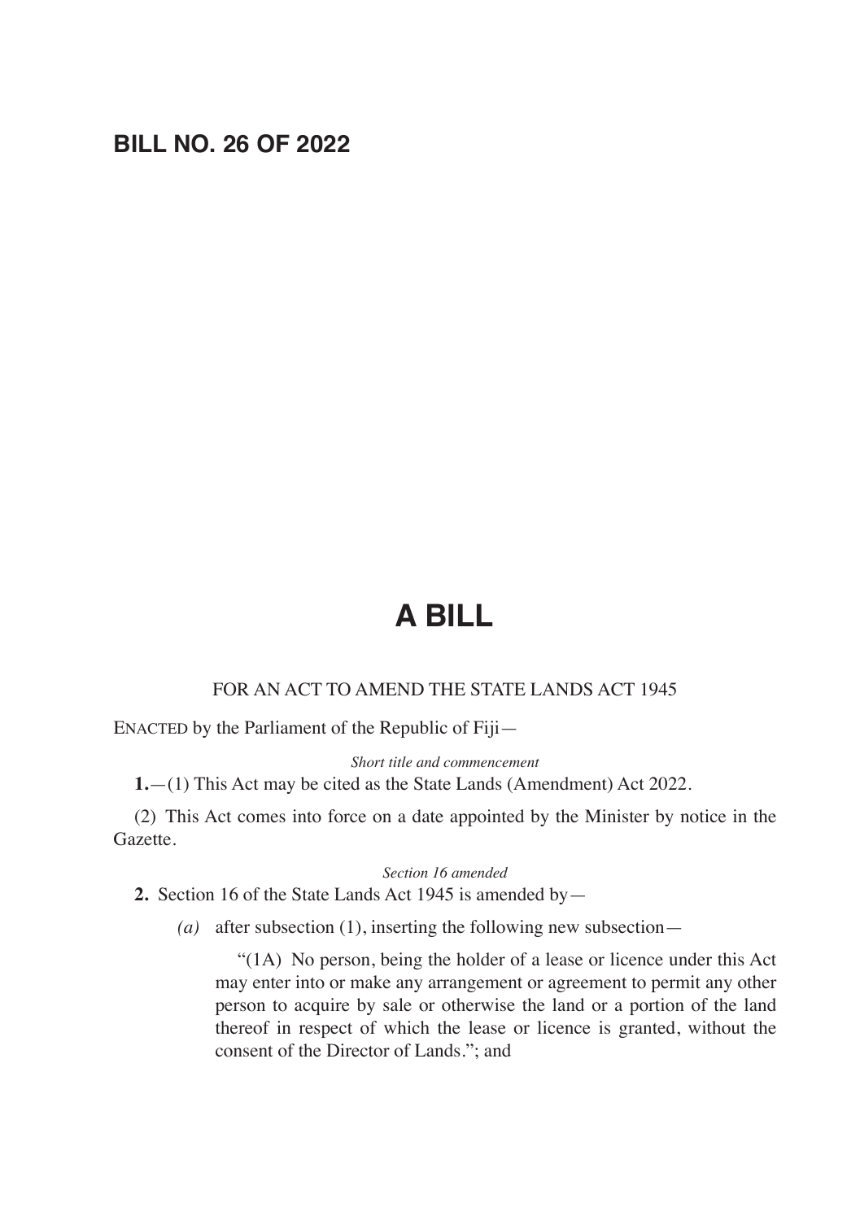# BILL NO. 26 OF 2022

# A BILL

FOR AN ACT TO AMEND THE STATE LANDS ACT 1945

ENACTED by the Parliament of the Republic of Fiji—

*Short title and commencement*

**1.**—(1) This Act may be cited as the State Lands (Amendment) Act 2022.

(2) This Act comes into force on a date appointed by the Minister by notice in the Gazette.

*Section 16 amended*

**2.** Section 16 of the State Lands Act 1945 is amended by—

*(a)* after subsection (1), inserting the following new subsection—

"(1A) No person, being the holder of a lease or licence under this Act may enter into or make any arrangement or agreement to permit any other person to acquire by sale or otherwise the land or a portion of the land thereof in respect of which the lease or licence is granted, without the consent of the Director of Lands."; and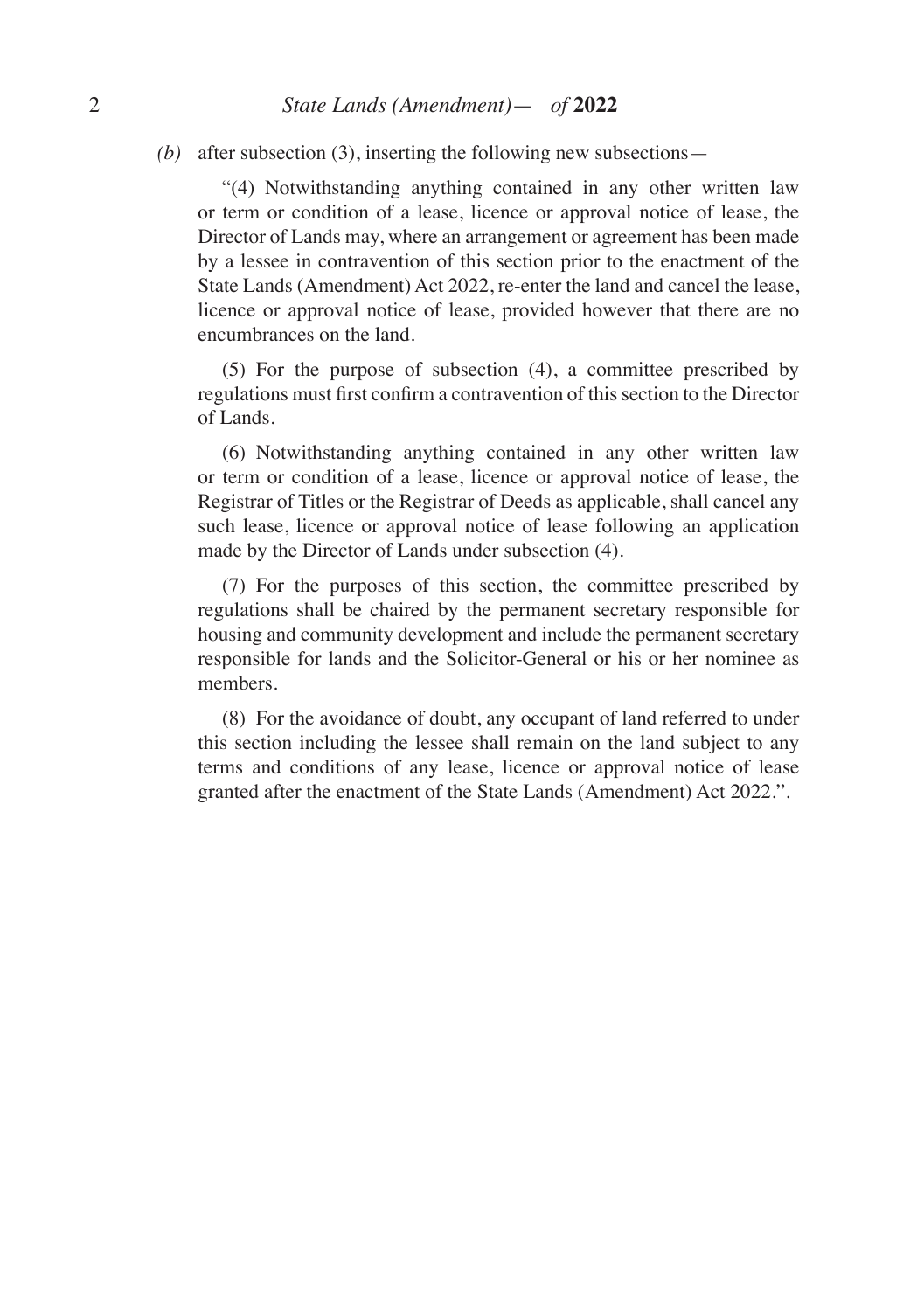*(b)* after subsection (3), inserting the following new subsections—

"(4) Notwithstanding anything contained in any other written law or term or condition of a lease, licence or approval notice of lease, the Director of Lands may, where an arrangement or agreement has been made by a lessee in contravention of this section prior to the enactment of the State Lands (Amendment) Act 2022, re-enter the land and cancel the lease, licence or approval notice of lease, provided however that there are no encumbrances on the land.

(5) For the purpose of subsection (4), a committee prescribed by regulations must first confirm a contravention of this section to the Director of Lands.

(6) Notwithstanding anything contained in any other written law or term or condition of a lease, licence or approval notice of lease, the Registrar of Titles or the Registrar of Deeds as applicable, shall cancel any such lease, licence or approval notice of lease following an application made by the Director of Lands under subsection (4).

(7) For the purposes of this section, the committee prescribed by regulations shall be chaired by the permanent secretary responsible for housing and community development and include the permanent secretary responsible for lands and the Solicitor-General or his or her nominee as members.

(8) For the avoidance of doubt, any occupant of land referred to under this section including the lessee shall remain on the land subject to any terms and conditions of any lease, licence or approval notice of lease granted after the enactment of the State Lands (Amendment) Act 2022.".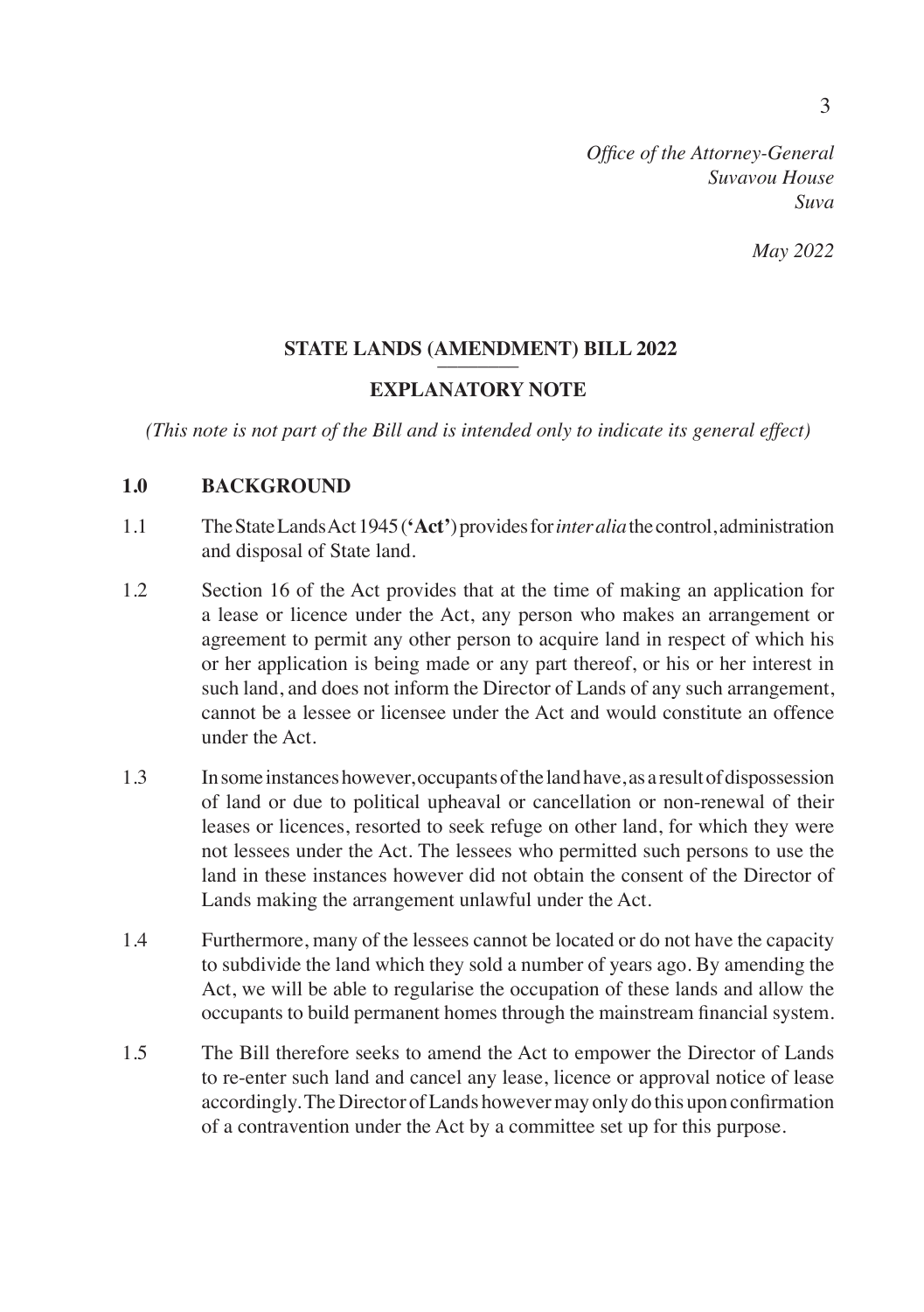*Office of the Attorney-General*
*Suvavou House*
*Suva*

*May 2022*

## STATE LANDS (AMENDMENT) BILL 2022

## EXPLANATORY NOTE

*(This note is not part of the Bill and is intended only to indicate its general effect)*

### 1.0 BACKGROUND

1.1 The State Lands Act 1945 (**'Act'**) provides for *inter alia* the control, administration and disposal of State land.

1.2 Section 16 of the Act provides that at the time of making an application for a lease or licence under the Act, any person who makes an arrangement or agreement to permit any other person to acquire land in respect of which his or her application is being made or any part thereof, or his or her interest in such land, and does not inform the Director of Lands of any such arrangement, cannot be a lessee or licensee under the Act and would constitute an offence under the Act.

1.3 In some instances however, occupants of the land have, as a result of dispossession of land or due to political upheaval or cancellation or non-renewal of their leases or licences, resorted to seek refuge on other land, for which they were not lessees under the Act. The lessees who permitted such persons to use the land in these instances however did not obtain the consent of the Director of Lands making the arrangement unlawful under the Act.

1.4 Furthermore, many of the lessees cannot be located or do not have the capacity to subdivide the land which they sold a number of years ago. By amending the Act, we will be able to regularise the occupation of these lands and allow the occupants to build permanent homes through the mainstream financial system.

1.5 The Bill therefore seeks to amend the Act to empower the Director of Lands to re-enter such land and cancel any lease, licence or approval notice of lease accordingly. The Director of Lands however may only do this upon confirmation of a contravention under the Act by a committee set up for this purpose.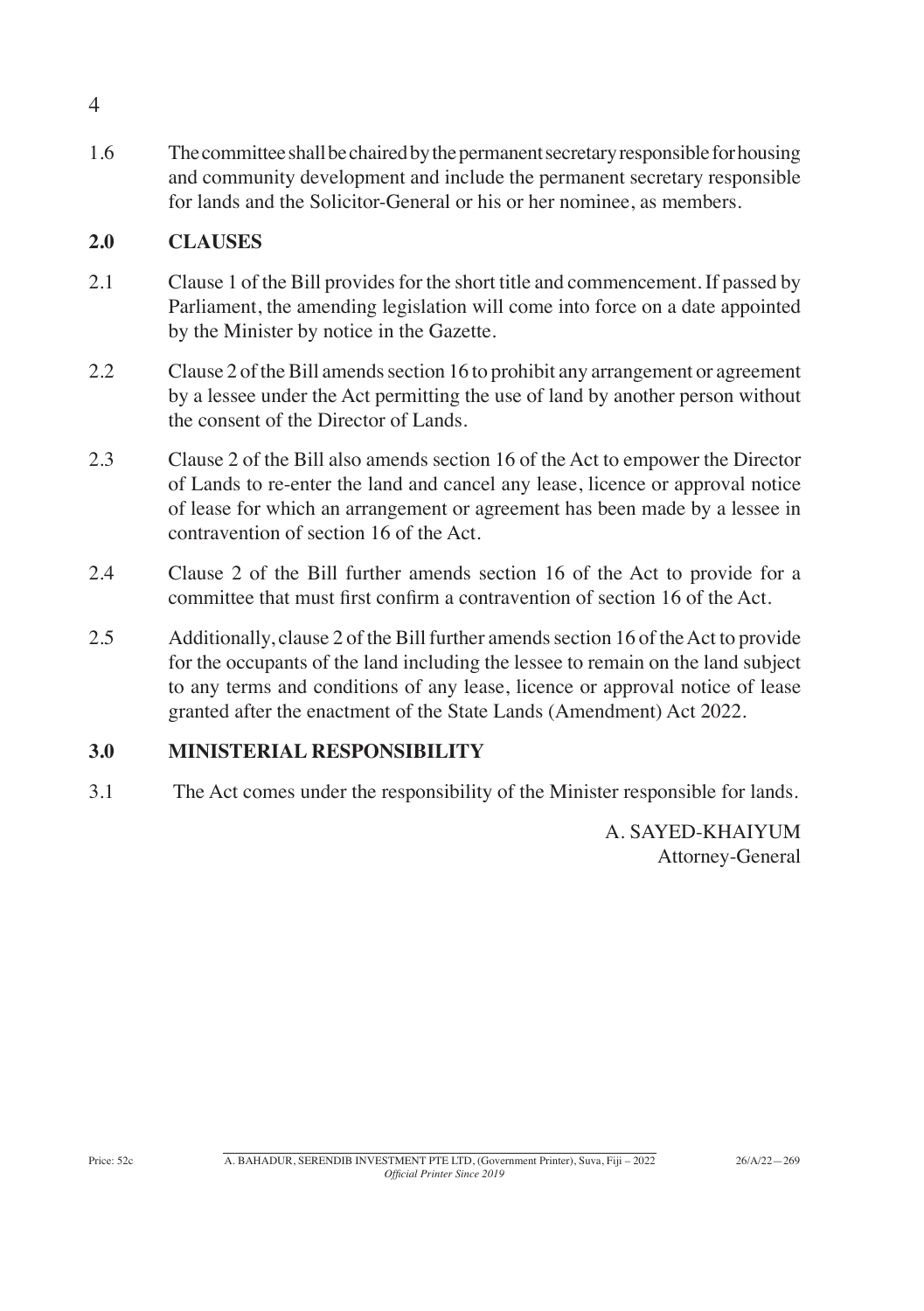1.6 The committee shall be chaired by the permanent secretary responsible for housing and community development and include the permanent secretary responsible for lands and the Solicitor-General or his or her nominee, as members.

## 2.0 CLAUSES

2.1 Clause 1 of the Bill provides for the short title and commencement. If passed by Parliament, the amending legislation will come into force on a date appointed by the Minister by notice in the Gazette.

2.2 Clause 2 of the Bill amends section 16 to prohibit any arrangement or agreement by a lessee under the Act permitting the use of land by another person without the consent of the Director of Lands.

2.3 Clause 2 of the Bill also amends section 16 of the Act to empower the Director of Lands to re-enter the land and cancel any lease, licence or approval notice of lease for which an arrangement or agreement has been made by a lessee in contravention of section 16 of the Act.

2.4 Clause 2 of the Bill further amends section 16 of the Act to provide for a committee that must first confirm a contravention of section 16 of the Act.

2.5 Additionally, clause 2 of the Bill further amends section 16 of the Act to provide for the occupants of the land including the lessee to remain on the land subject to any terms and conditions of any lease, licence or approval notice of lease granted after the enactment of the State Lands (Amendment) Act 2022.

## 3.0 MINISTERIAL RESPONSIBILITY

3.1 The Act comes under the responsibility of the Minister responsible for lands.

A. SAYED-KHAIYUM
Attorney-General

Price: 52c

A. BAHADUR, SERENDIB INVESTMENT PTE LTD, (Government Printer), Suva, Fiji – 2022
*Official Printer Since 2019*

26/A/22—269